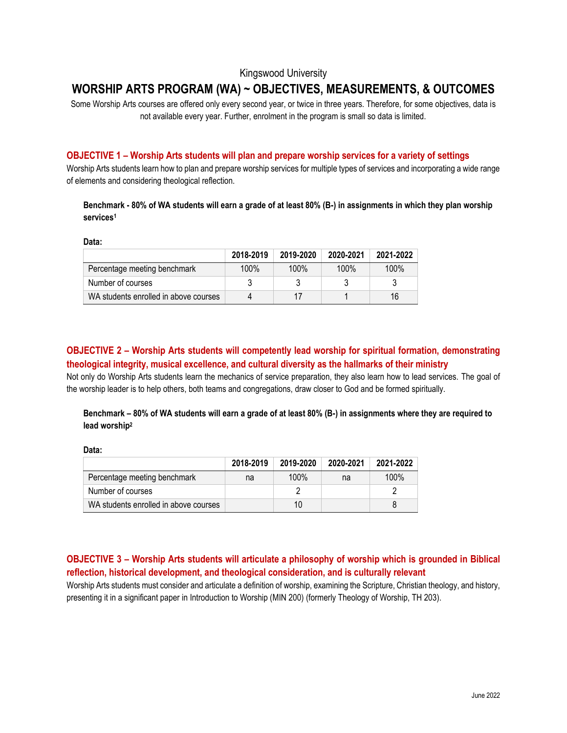Kingswood University

# WORSHIP ARTS PROGRAM (WA) ~ OBJECTIVES, MEASUREMENTS, & OUTCOMES

Some Worship Arts courses are offered only every second year, or twice in three years. Therefore, for some objectives, data is not available every year. Further, enrolment in the program is small so data is limited.

## OBJECTIVE 1 – Worship Arts students will plan and prepare worship services for a variety of settings

Worship Arts students learn how to plan and prepare worship services for multiple types of services and incorporating a wide range of elements and considering theological reflection.

**Benchmark - 80% of WA students will earn a grade of at least 80% (B-) in assignments in which they plan worship services[1]**

**Data:**

| | 2018-2019 | 2019-2020 | 2020-2021 | 2021-2022 |
|---|---|---|---|---|
| Percentage meeting benchmark | 100% | 100% | 100% | 100% |
| Number of courses | 3 | 3 | 3 | 3 |
| WA students enrolled in above courses | 4 | 17 | 1 | 16 |

## OBJECTIVE 2 – Worship Arts students will competently lead worship for spiritual formation, demonstrating theological integrity, musical excellence, and cultural diversity as the hallmarks of their ministry

Not only do Worship Arts students learn the mechanics of service preparation, they also learn how to lead services. The goal of the worship leader is to help others, both teams and congregations, draw closer to God and be formed spiritually.

**Benchmark – 80% of WA students will earn a grade of at least 80% (B-) in assignments where they are required to lead worship[2]**

**Data:**

| | 2018-2019 | 2019-2020 | 2020-2021 | 2021-2022 |
|---|---|---|---|---|
| Percentage meeting benchmark | na | 100% | na | 100% |
| Number of courses | | 2 | | 2 |
| WA students enrolled in above courses | | 10 | | 8 |

## OBJECTIVE 3 – Worship Arts students will articulate a philosophy of worship which is grounded in Biblical reflection, historical development, and theological consideration, and is culturally relevant

Worship Arts students must consider and articulate a definition of worship, examining the Scripture, Christian theology, and history, presenting it in a significant paper in Introduction to Worship (MIN 200) (formerly Theology of Worship, TH 203).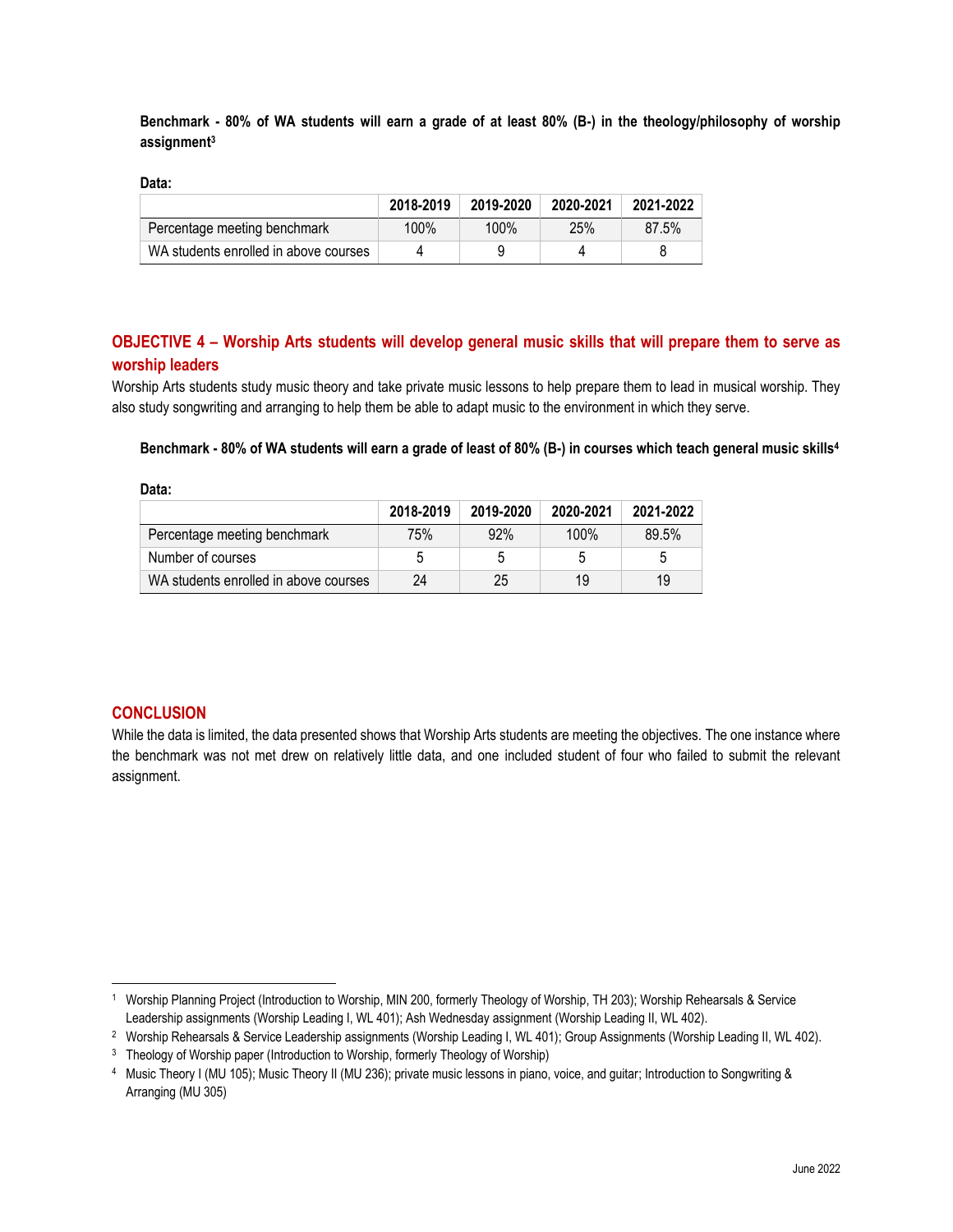**Benchmark - 80% of WA students will earn a grade of at least 80% (B-) in the theology/philosophy of worship assignment[3]**

**Data:**

| | 2018-2019 | 2019-2020 | 2020-2021 | 2021-2022 |
|---|---|---|---|---|
| Percentage meeting benchmark | 100% | 100% | 25% | 87.5% |
| WA students enrolled in above courses | 4 | 9 | 4 | 8 |

## OBJECTIVE 4 – Worship Arts students will develop general music skills that will prepare them to serve as worship leaders

Worship Arts students study music theory and take private music lessons to help prepare them to lead in musical worship. They also study songwriting and arranging to help them be able to adapt music to the environment in which they serve.

**Benchmark - 80% of WA students will earn a grade of least of 80% (B-) in courses which teach general music skills[4]**

**Data:**

| | 2018-2019 | 2019-2020 | 2020-2021 | 2021-2022 |
|---|---|---|---|---|
| Percentage meeting benchmark | 75% | 92% | 100% | 89.5% |
| Number of courses | 5 | 5 | 5 | 5 |
| WA students enrolled in above courses | 24 | 25 | 19 | 19 |

## CONCLUSION

While the data is limited, the data presented shows that Worship Arts students are meeting the objectives. The one instance where the benchmark was not met drew on relatively little data, and one included student of four who failed to submit the relevant assignment.

---

[1] Worship Planning Project (Introduction to Worship, MIN 200, formerly Theology of Worship, TH 203); Worship Rehearsals & Service Leadership assignments (Worship Leading I, WL 401); Ash Wednesday assignment (Worship Leading II, WL 402).

[2] Worship Rehearsals & Service Leadership assignments (Worship Leading I, WL 401); Group Assignments (Worship Leading II, WL 402).

[3] Theology of Worship paper (Introduction to Worship, formerly Theology of Worship)

[4] Music Theory I (MU 105); Music Theory II (MU 236); private music lessons in piano, voice, and guitar; Introduction to Songwriting & Arranging (MU 305)

June 2022